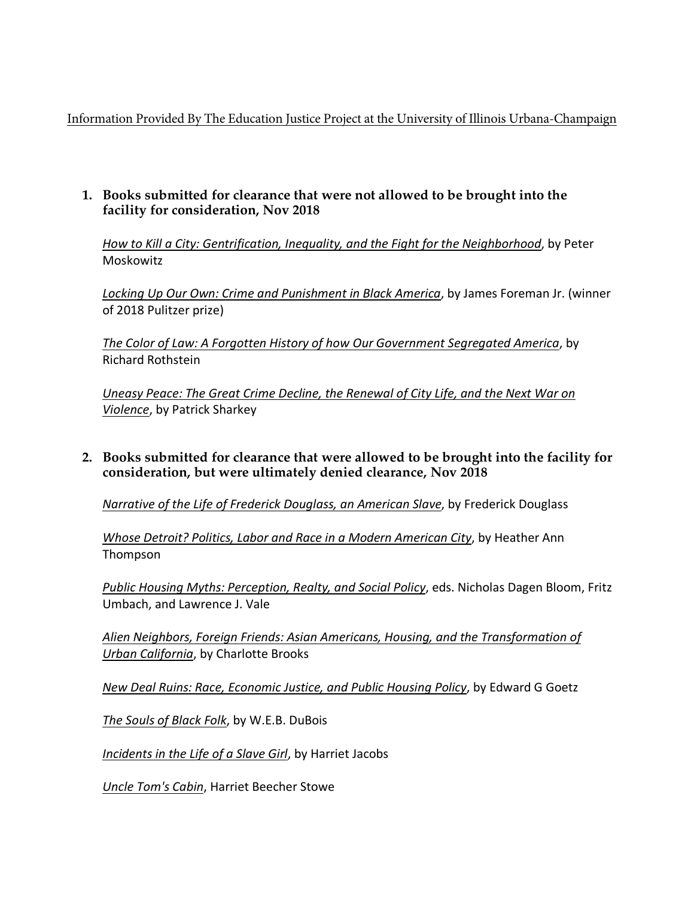Information Provided By The Education Justice Project at the University of Illinois Urbana-Champaign

1. **Books submitted for clearance that were not allowed to be brought into the facility for consideration, Nov 2018**

   *How to Kill a City: Gentrification, Inequality, and the Fight for the Neighborhood*, by Peter Moskowitz

   *Locking Up Our Own: Crime and Punishment in Black America*, by James Foreman Jr. (winner of 2018 Pulitzer prize)

   *The Color of Law: A Forgotten History of how Our Government Segregated America*, by Richard Rothstein

   *Uneasy Peace: The Great Crime Decline, the Renewal of City Life, and the Next War on Violence*, by Patrick Sharkey

2. **Books submitted for clearance that were allowed to be brought into the facility for consideration, but were ultimately denied clearance, Nov 2018**

   *Narrative of the Life of Frederick Douglass, an American Slave*, by Frederick Douglass

   *Whose Detroit? Politics, Labor and Race in a Modern American City*, by Heather Ann Thompson

   *Public Housing Myths: Perception, Realty, and Social Policy*, eds. Nicholas Dagen Bloom, Fritz Umbach, and Lawrence J. Vale

   *Alien Neighbors, Foreign Friends: Asian Americans, Housing, and the Transformation of Urban California*, by Charlotte Brooks

   *New Deal Ruins: Race, Economic Justice, and Public Housing Policy*, by Edward G Goetz

   *The Souls of Black Folk*, by W.E.B. DuBois

   *Incidents in the Life of a Slave Girl*, by Harriet Jacobs

   *Uncle Tom's Cabin*, Harriet Beecher Stowe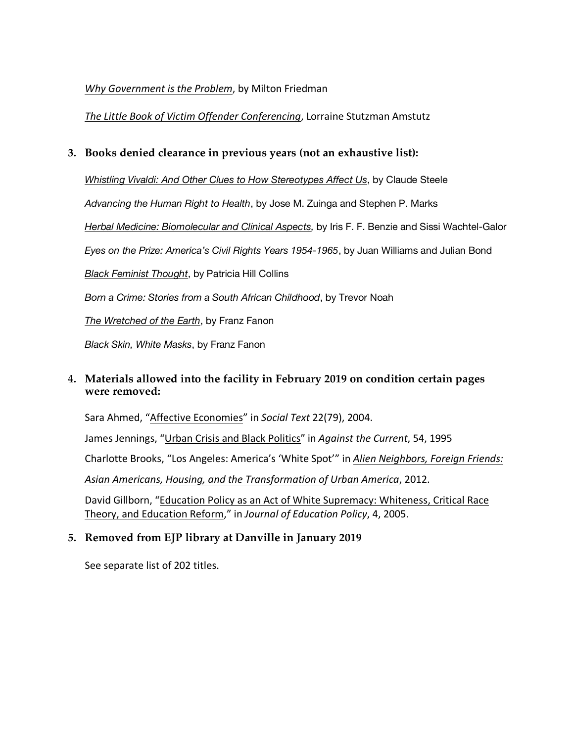*Why Government is the Problem*, by Milton Friedman

*The Little Book of Victim Offender Conferencing*, Lorraine Stutzman Amstutz

**3. Books denied clearance in previous years (not an exhaustive list):**

*Whistling Vivaldi: And Other Clues to How Stereotypes Affect Us*, by Claude Steele

*Advancing the Human Right to Health*, by Jose M. Zuinga and Stephen P. Marks

*Herbal Medicine: Biomolecular and Clinical Aspects,* by Iris F. F. Benzie and Sissi Wachtel-Galor

*Eyes on the Prize: America's Civil Rights Years 1954-1965*, by Juan Williams and Julian Bond

*Black Feminist Thought*, by Patricia Hill Collins

*Born a Crime: Stories from a South African Childhood*, by Trevor Noah

*The Wretched of the Earth*, by Franz Fanon

*Black Skin, White Masks*, by Franz Fanon

**4. Materials allowed into the facility in February 2019 on condition certain pages were removed:**

Sara Ahmed, "Affective Economies" in *Social Text* 22(79), 2004.

James Jennings, "Urban Crisis and Black Politics" in *Against the Current*, 54, 1995

Charlotte Brooks, "Los Angeles: America's 'White Spot'" in *Alien Neighbors, Foreign Friends: Asian Americans, Housing, and the Transformation of Urban America*, 2012.

David Gillborn, "Education Policy as an Act of White Supremacy: Whiteness, Critical Race Theory, and Education Reform," in *Journal of Education Policy*, 4, 2005.

**5. Removed from EJP library at Danville in January 2019**

See separate list of 202 titles.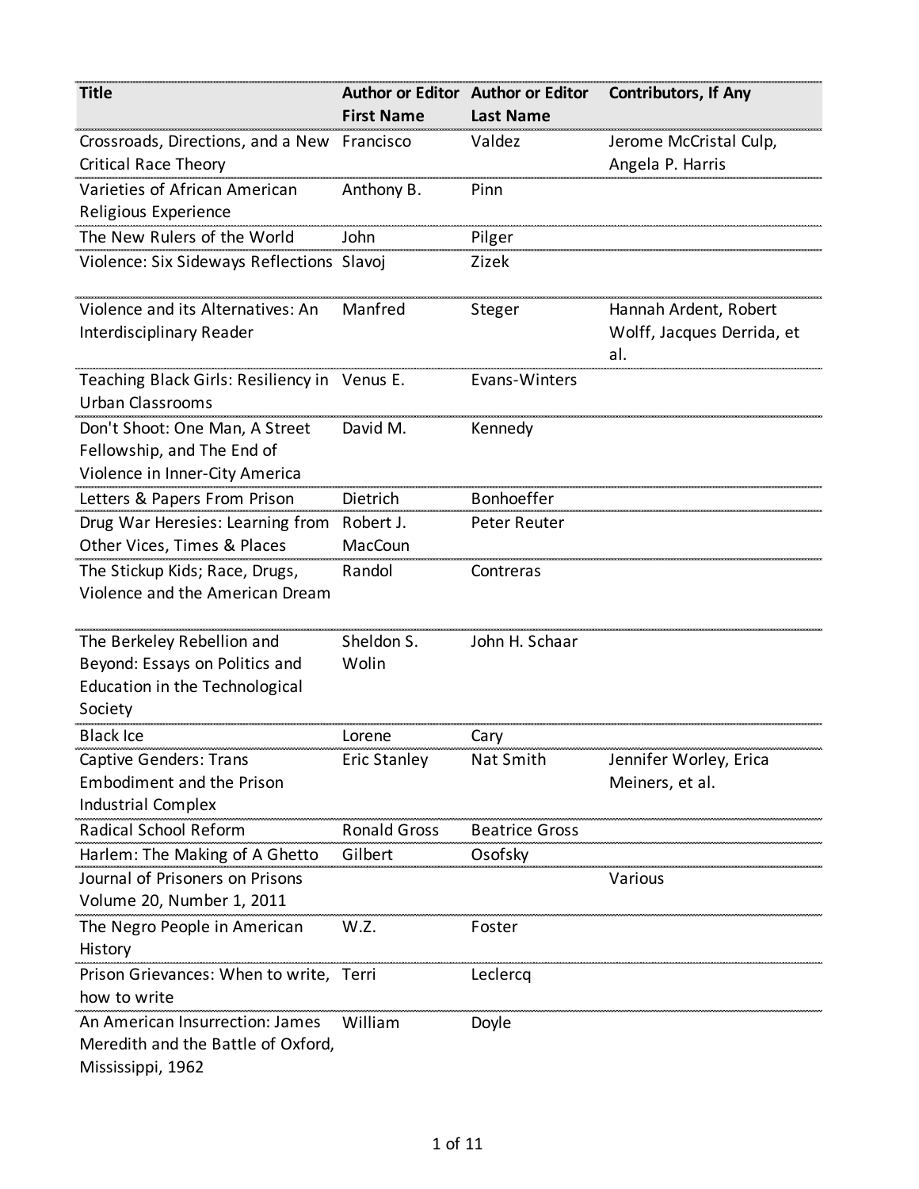| Title | Author or Editor First Name | Author or Editor Last Name | Contributors, If Any |
|---|---|---|---|
| Crossroads, Directions, and a New Critical Race Theory | Francisco | Valdez | Jerome McCristal Culp, Angela P. Harris |
| Varieties of African American Religious Experience | Anthony B. | Pinn | |
| The New Rulers of the World | John | Pilger | |
| Violence: Six Sideways Reflections | Slavoj | Zizek | |
| Violence and its Alternatives: An Interdisciplinary Reader | Manfred | Steger | Hannah Ardent, Robert Wolff, Jacques Derrida, et al. |
| Teaching Black Girls: Resiliency in Urban Classrooms | Venus E. | Evans-Winters | |
| Don't Shoot: One Man, A Street Fellowship, and The End of Violence in Inner-City America | David M. | Kennedy | |
| Letters & Papers From Prison | Dietrich | Bonhoeffer | |
| Drug War Heresies: Learning from Other Vices, Times & Places | Robert J. MacCoun | Peter Reuter | |
| The Stickup Kids; Race, Drugs, Violence and the American Dream | Randol | Contreras | |
| The Berkeley Rebellion and Beyond: Essays on Politics and Education in the Technological Society | Sheldon S. Wolin | John H. Schaar | |
| Black Ice | Lorene | Cary | |
| Captive Genders: Trans Embodiment and the Prison Industrial Complex | Eric Stanley | Nat Smith | Jennifer Worley, Erica Meiners, et al. |
| Radical School Reform | Ronald Gross | Beatrice Gross | |
| Harlem: The Making of A Ghetto | Gilbert | Osofsky | |
| Journal of Prisoners on Prisons Volume 20, Number 1, 2011 | | | Various |
| The Negro People in American History | W.Z. | Foster | |
| Prison Grievances: When to write, how to write | Terri | Leclercq | |
| An American Insurrection: James Meredith and the Battle of Oxford, Mississippi, 1962 | William | Doyle | |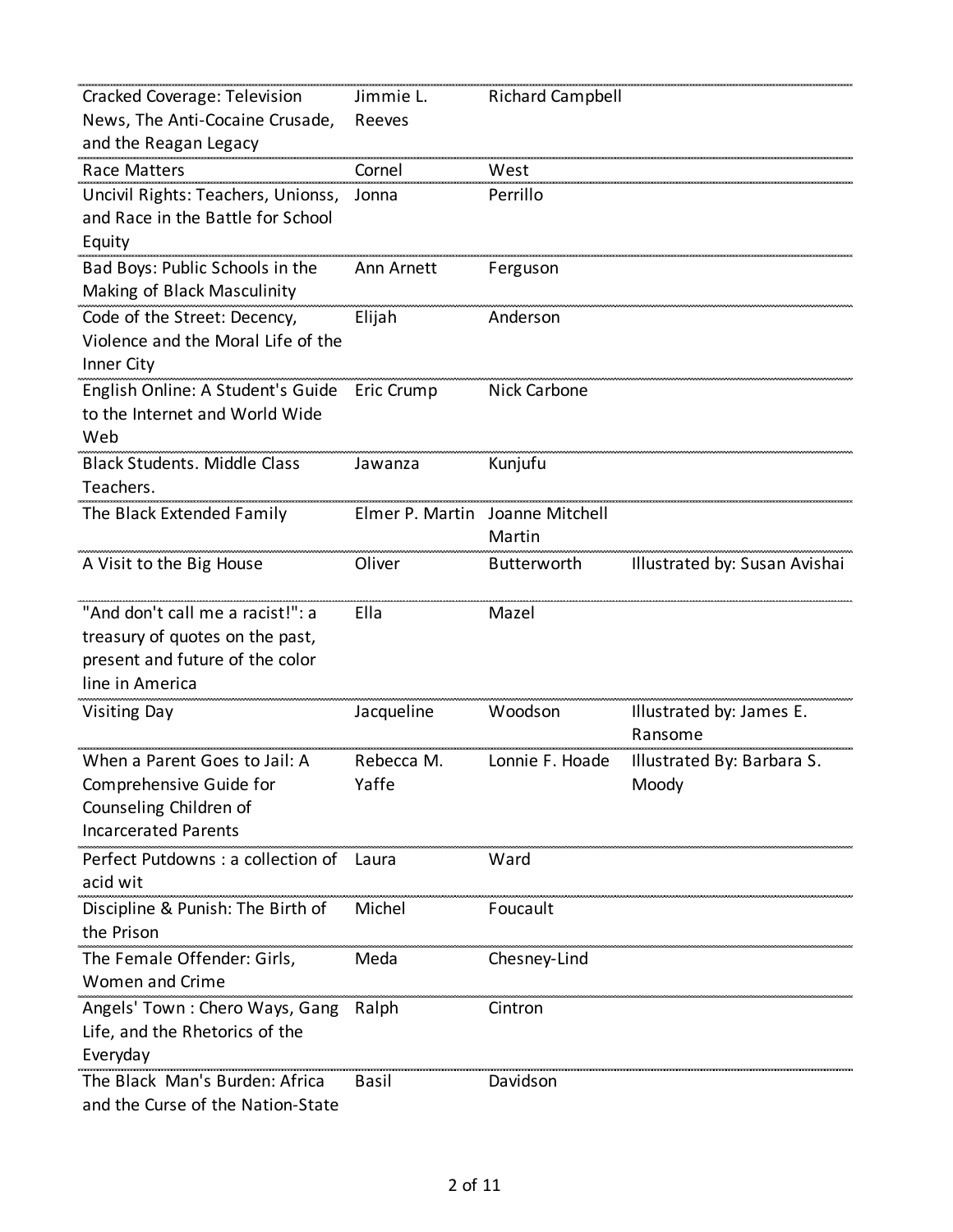| | | | |
|---|---|---|---|
| Cracked Coverage: Television News, The Anti-Cocaine Crusade, and the Reagan Legacy | Jimmie L. Reeves | Richard Campbell | |
| Race Matters | Cornel | West | |
| Uncivil Rights: Teachers, Unionss, and Race in the Battle for School Equity | Jonna | Perrillo | |
| Bad Boys: Public Schools in the Making of Black Masculinity | Ann Arnett | Ferguson | |
| Code of the Street: Decency, Violence and the Moral Life of the Inner City | Elijah | Anderson | |
| English Online: A Student's Guide to the Internet and World Wide Web | Eric Crump | Nick Carbone | |
| Black Students. Middle Class Teachers. | Jawanza | Kunjufu | |
| The Black Extended Family | Elmer P. Martin | Joanne Mitchell Martin | |
| A Visit to the Big House | Oliver | Butterworth | Illustrated by: Susan Avishai |
| "And don't call me a racist!": a treasury of quotes on the past, present and future of the color line in America | Ella | Mazel | |
| Visiting Day | Jacqueline | Woodson | Illustrated by: James E. Ransome |
| When a Parent Goes to Jail: A Comprehensive Guide for Counseling Children of Incarcerated Parents | Rebecca M. Yaffe | Lonnie F. Hoade | Illustrated By: Barbara S. Moody |
| Perfect Putdowns : a collection of acid wit | Laura | Ward | |
| Discipline & Punish: The Birth of the Prison | Michel | Foucault | |
| The Female Offender: Girls, Women and Crime | Meda | Chesney-Lind | |
| Angels' Town : Chero Ways, Gang Life, and the Rhetorics of the Everyday | Ralph | Cintron | |
| The Black Man's Burden: Africa and the Curse of the Nation-State | Basil | Davidson | |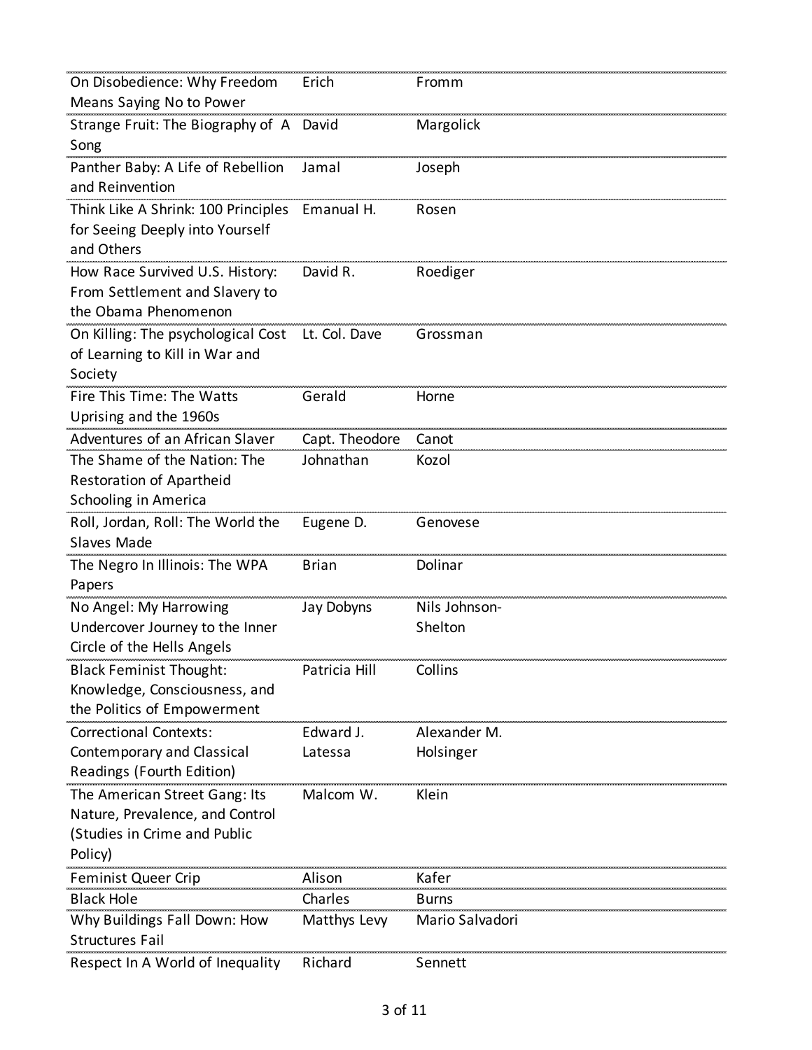| | | |
|---|---|---|
| On Disobedience: Why Freedom Means Saying No to Power | Erich | Fromm |
| Strange Fruit: The Biography of A Song | David | Margolick |
| Panther Baby: A Life of Rebellion and Reinvention | Jamal | Joseph |
| Think Like A Shrink: 100 Principles for Seeing Deeply into Yourself and Others | Emanual H. | Rosen |
| How Race Survived U.S. History: From Settlement and Slavery to the Obama Phenomenon | David R. | Roediger |
| On Killing: The psychological Cost of Learning to Kill in War and Society | Lt. Col. Dave | Grossman |
| Fire This Time: The Watts Uprising and the 1960s | Gerald | Horne |
| Adventures of an African Slaver | Capt. Theodore | Canot |
| The Shame of the Nation: The Restoration of Apartheid Schooling in America | Johnathan | Kozol |
| Roll, Jordan, Roll: The World the Slaves Made | Eugene D. | Genovese |
| The Negro In Illinois: The WPA Papers | Brian | Dolinar |
| No Angel: My Harrowing Undercover Journey to the Inner Circle of the Hells Angels | Jay Dobyns | Nils Johnson-Shelton |
| Black Feminist Thought: Knowledge, Consciousness, and the Politics of Empowerment | Patricia Hill | Collins |
| Correctional Contexts: Contemporary and Classical Readings (Fourth Edition) | Edward J. Latessa | Alexander M. Holsinger |
| The American Street Gang: Its Nature, Prevalence, and Control (Studies in Crime and Public Policy) | Malcom W. | Klein |
| Feminist Queer Crip | Alison | Kafer |
| Black Hole | Charles | Burns |
| Why Buildings Fall Down: How Structures Fail | Matthys Levy | Mario Salvadori |
| Respect In A World of Inequality | Richard | Sennett |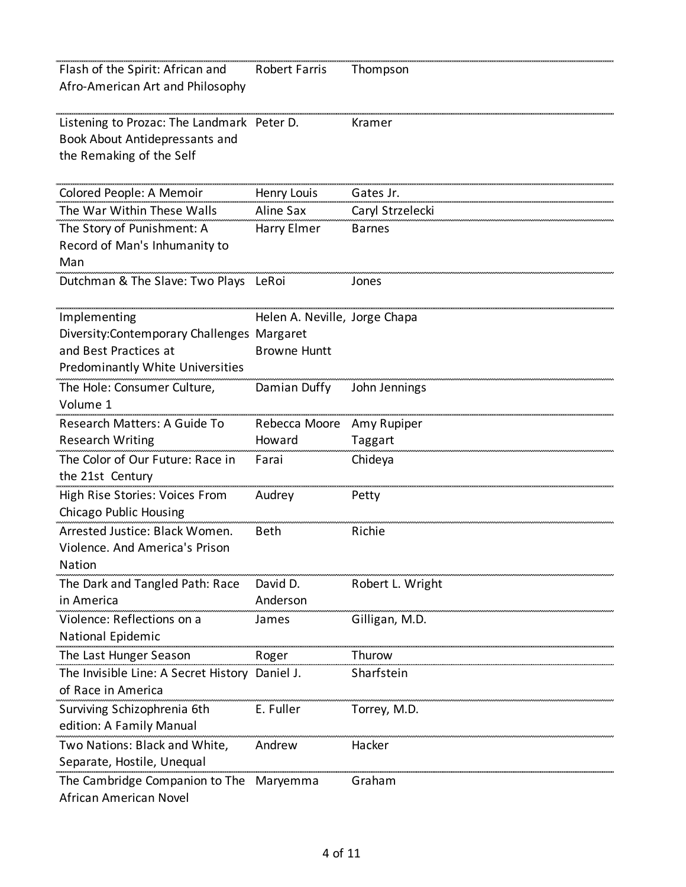| | | |
|---|---|---|
| Flash of the Spirit: African and Afro-American Art and Philosophy | Robert Farris | Thompson |
| Listening to Prozac: The Landmark Book About Antidepressants and the Remaking of the Self | Peter D. | Kramer |
| Colored People: A Memoir | Henry Louis | Gates Jr. |
| The War Within These Walls | Aline Sax | Caryl Strzelecki |
| The Story of Punishment: A Record of Man's Inhumanity to Man | Harry Elmer | Barnes |
| Dutchman & The Slave: Two Plays | LeRoi | Jones |
| Implementing Diversity:Contemporary Challenges and Best Practices at Predominantly White Universities | Helen A. Neville, Margaret Browne Huntt | Jorge Chapa |
| The Hole: Consumer Culture, Volume 1 | Damian Duffy | John Jennings |
| Research Matters: A Guide To Research Writing | Rebecca Moore Howard | Amy Rupiper Taggart |
| The Color of Our Future: Race in the 21st Century | Farai | Chideya |
| High Rise Stories: Voices From Chicago Public Housing | Audrey | Petty |
| Arrested Justice: Black Women. Violence. And America's Prison Nation | Beth | Richie |
| The Dark and Tangled Path: Race in America | David D. Anderson | Robert L. Wright |
| Violence: Reflections on a National Epidemic | James | Gilligan, M.D. |
| The Last Hunger Season | Roger | Thurow |
| The Invisible Line: A Secret History of Race in America | Daniel J. | Sharfstein |
| Surviving Schizophrenia 6th edition: A Family Manual | E. Fuller | Torrey, M.D. |
| Two Nations: Black and White, Separate, Hostile, Unequal | Andrew | Hacker |
| The Cambridge Companion to The African American Novel | Maryemma | Graham |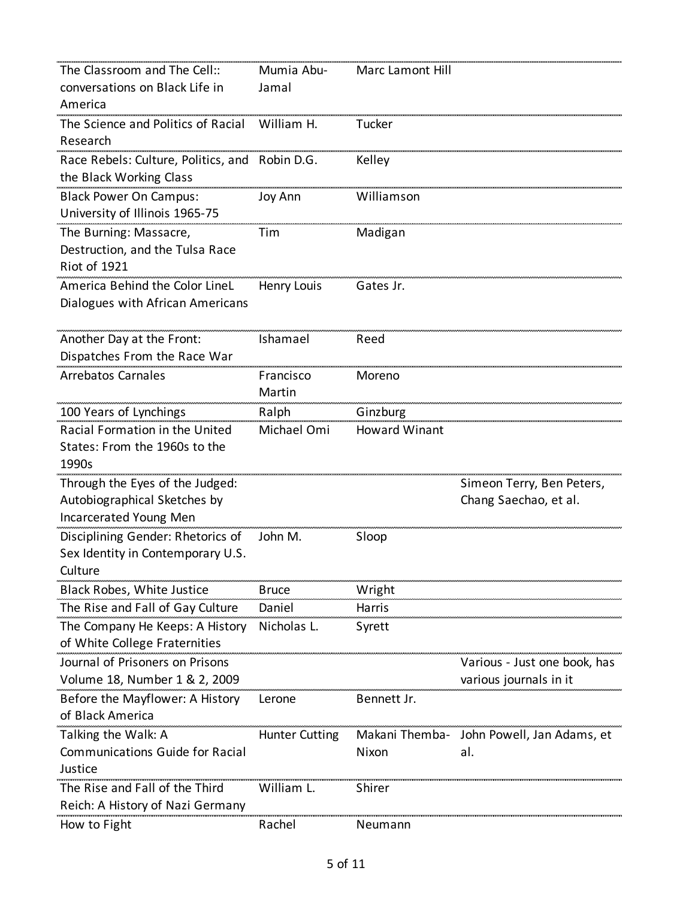| | | | |
|---|---|---|---|
| The Classroom and The Cell:: conversations on Black Life in America | Mumia Abu-Jamal | Marc Lamont Hill | |
| The Science and Politics of Racial Research | William H. | Tucker | |
| Race Rebels: Culture, Politics, and the Black Working Class | Robin D.G. | Kelley | |
| Black Power On Campus: University of Illinois 1965-75 | Joy Ann | Williamson | |
| The Burning: Massacre, Destruction, and the Tulsa Race Riot of 1921 | Tim | Madigan | |
| America Behind the Color LineL Dialogues with African Americans | Henry Louis | Gates Jr. | |
| Another Day at the Front: Dispatches From the Race War | Ishamael | Reed | |
| Arrebatos Carnales | Francisco Martin | Moreno | |
| 100 Years of Lynchings | Ralph | Ginzburg | |
| Racial Formation in the United States: From the 1960s to the 1990s | Michael Omi | Howard Winant | |
| Through the Eyes of the Judged: Autobiographical Sketches by Incarcerated Young Men | | | Simeon Terry, Ben Peters, Chang Saechao, et al. |
| Disciplining Gender: Rhetorics of Sex Identity in Contemporary U.S. Culture | John M. | Sloop | |
| Black Robes, White Justice | Bruce | Wright | |
| The Rise and Fall of Gay Culture | Daniel | Harris | |
| The Company He Keeps: A History of White College Fraternities | Nicholas L. | Syrett | |
| Journal of Prisoners on Prisons Volume 18, Number 1 & 2, 2009 | | | Various - Just one book, has various journals in it |
| Before the Mayflower: A History of Black America | Lerone | Bennett Jr. | |
| Talking the Walk: A Communications Guide for Racial Justice | Hunter Cutting | Makani Themba-Nixon | John Powell, Jan Adams, et al. |
| The Rise and Fall of the Third Reich: A History of Nazi Germany | William L. | Shirer | |
| How to Fight | Rachel | Neumann | |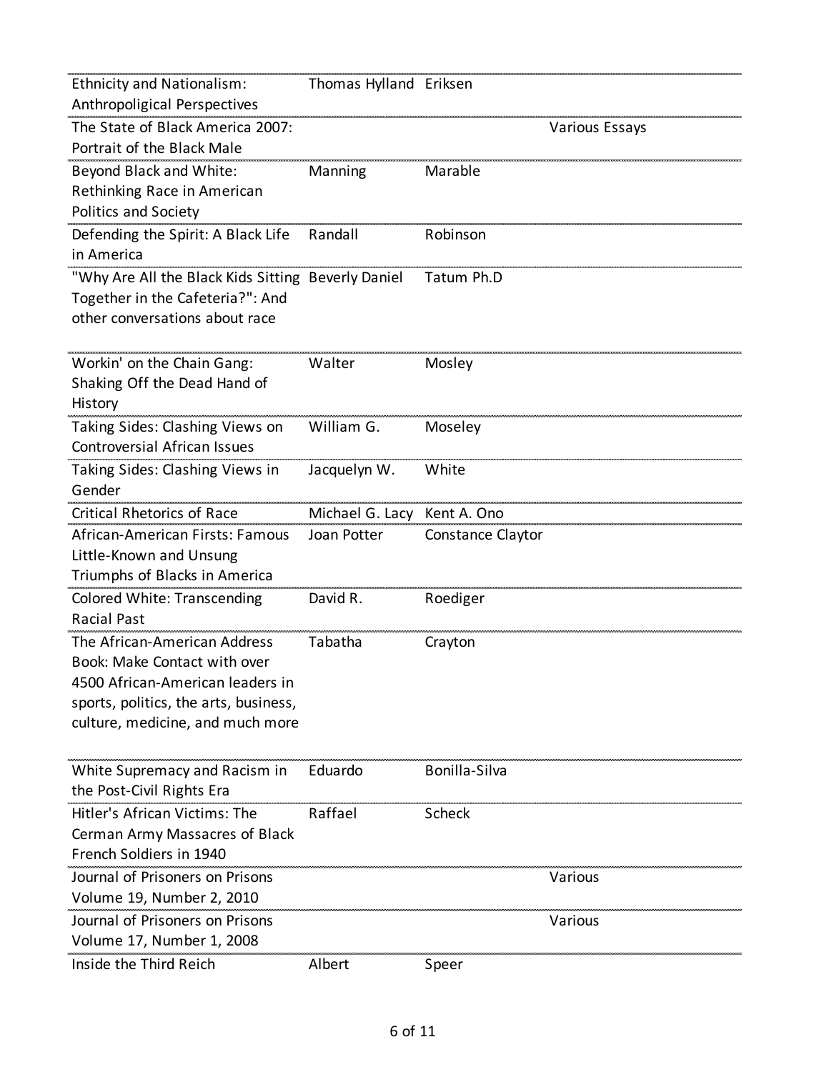| | | | |
|---|---|---|---|
| Ethnicity and Nationalism: Anthropoligical Perspectives | Thomas Hylland | Eriksen | |
| The State of Black America 2007: Portrait of the Black Male | | | Various Essays |
| Beyond Black and White: Rethinking Race in American Politics and Society | Manning | Marable | |
| Defending the Spirit: A Black Life in America | Randall | Robinson | |
| "Why Are All the Black Kids Sitting Together in the Cafeteria?": And other conversations about race | Beverly Daniel | Tatum Ph.D | |
| Workin' on the Chain Gang: Shaking Off the Dead Hand of History | Walter | Mosley | |
| Taking Sides: Clashing Views on Controversial African Issues | William G. | Moseley | |
| Taking Sides: Clashing Views in Gender | Jacquelyn W. | White | |
| Critical Rhetorics of Race | Michael G. Lacy | Kent A. Ono | |
| African-American Firsts: Famous Little-Known and Unsung Triumphs of Blacks in America | Joan Potter | Constance Claytor | |
| Colored White: Transcending Racial Past | David R. | Roediger | |
| The African-American Address Book: Make Contact with over 4500 African-American leaders in sports, politics, the arts, business, culture, medicine, and much more | Tabatha | Crayton | |
| White Supremacy and Racism in the Post-Civil Rights Era | Eduardo | Bonilla-Silva | |
| Hitler's African Victims: The Cerman Army Massacres of Black French Soldiers in 1940 | Raffael | Scheck | |
| Journal of Prisoners on Prisons Volume 19, Number 2, 2010 | | | Various |
| Journal of Prisoners on Prisons Volume 17, Number 1, 2008 | | | Various |
| Inside the Third Reich | Albert | Speer | |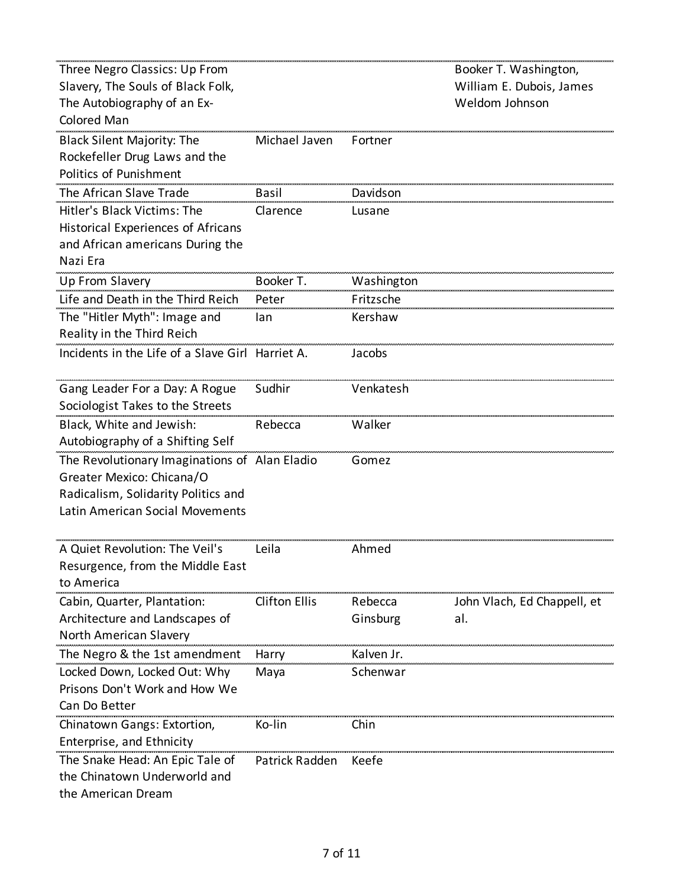| | | | |
|---|---|---|---|
| Three Negro Classics: Up From Slavery, The Souls of Black Folk, The Autobiography of an Ex-Colored Man | | | Booker T. Washington, William E. Dubois, James Weldom Johnson |
| Black Silent Majority: The Rockefeller Drug Laws and the Politics of Punishment | Michael Javen | Fortner | |
| The African Slave Trade | Basil | Davidson | |
| Hitler's Black Victims: The Historical Experiences of Africans and African americans During the Nazi Era | Clarence | Lusane | |
| Up From Slavery | Booker T. | Washington | |
| Life and Death in the Third Reich | Peter | Fritzsche | |
| The "Hitler Myth": Image and Reality in the Third Reich | Ian | Kershaw | |
| Incidents in the Life of a Slave Girl | Harriet A. | Jacobs | |
| Gang Leader For a Day: A Rogue Sociologist Takes to the Streets | Sudhir | Venkatesh | |
| Black, White and Jewish: Autobiography of a Shifting Self | Rebecca | Walker | |
| The Revolutionary Imaginations of Greater Mexico: Chicana/O Radicalism, Solidarity Politics and Latin American Social Movements | Alan Eladio | Gomez | |
| A Quiet Revolution: The Veil's Resurgence, from the Middle East to America | Leila | Ahmed | |
| Cabin, Quarter, Plantation: Architecture and Landscapes of North American Slavery | Clifton Ellis | Rebecca Ginsburg | John Vlach, Ed Chappell, et al. |
| The Negro & the 1st amendment | Harry | Kalven Jr. | |
| Locked Down, Locked Out: Why Prisons Don't Work and How We Can Do Better | Maya | Schenwar | |
| Chinatown Gangs: Extortion, Enterprise, and Ethnicity | Ko-lin | Chin | |
| The Snake Head: An Epic Tale of the Chinatown Underworld and the American Dream | Patrick Radden | Keefe | |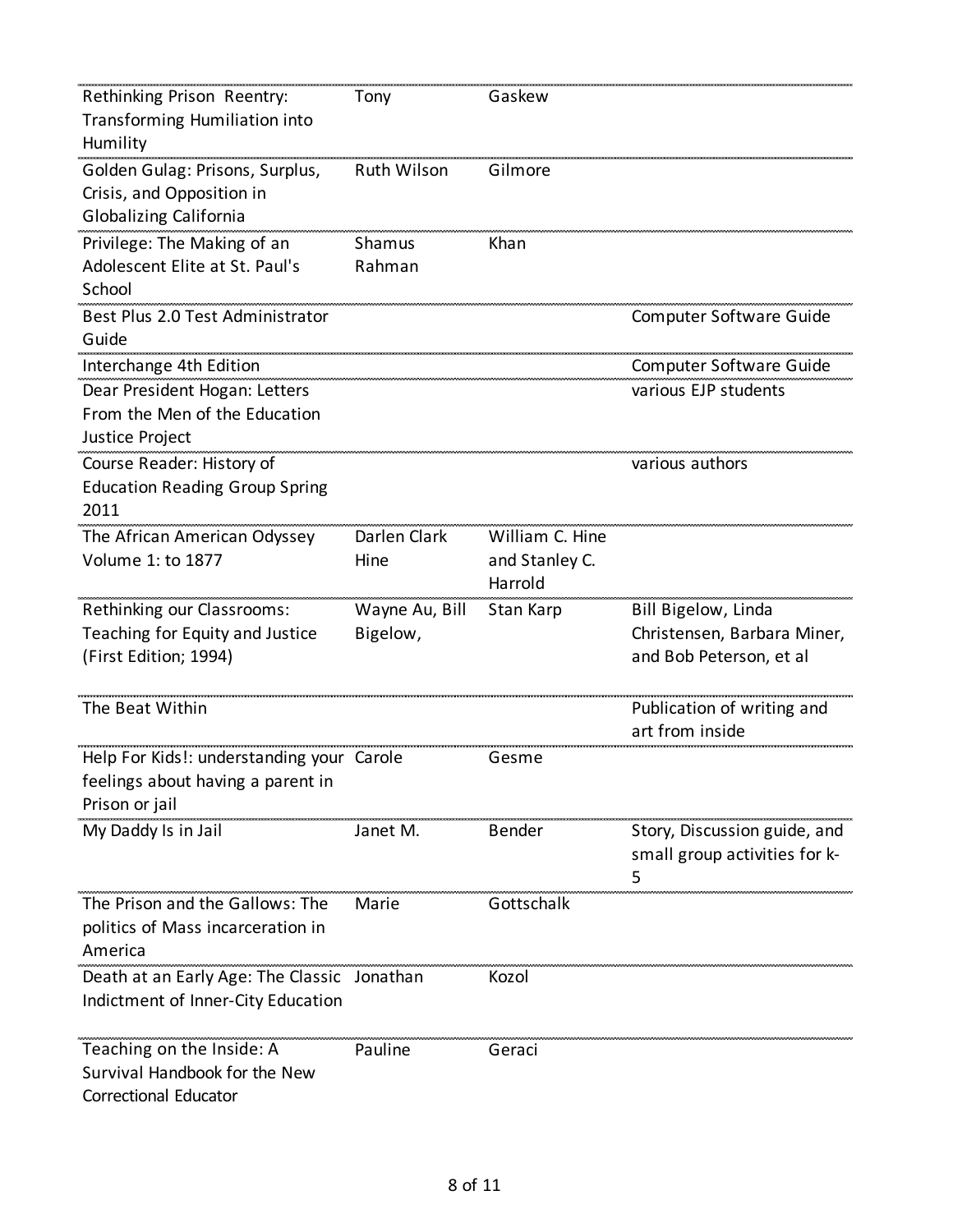| | | | |
|---|---|---|---|
| Rethinking Prison Reentry: Transforming Humiliation into Humility | Tony | Gaskew | |
| Golden Gulag: Prisons, Surplus, Crisis, and Opposition in Globalizing California | Ruth Wilson | Gilmore | |
| Privilege: The Making of an Adolescent Elite at St. Paul's School | Shamus Rahman | Khan | |
| Best Plus 2.0 Test Administrator Guide | | | Computer Software Guide |
| Interchange 4th Edition | | | Computer Software Guide |
| Dear President Hogan: Letters From the Men of the Education Justice Project | | | various EJP students |
| Course Reader: History of Education Reading Group Spring 2011 | | | various authors |
| The African American Odyssey Volume 1: to 1877 | Darlen Clark Hine | William C. Hine and Stanley C. Harrold | |
| Rethinking our Classrooms: Teaching for Equity and Justice (First Edition; 1994) | Wayne Au, Bill Bigelow, | Stan Karp | Bill Bigelow, Linda Christensen, Barbara Miner, and Bob Peterson, et al |
| The Beat Within | | | Publication of writing and art from inside |
| Help For Kids!: understanding your feelings about having a parent in Prison or jail | Carole | Gesme | |
| My Daddy Is in Jail | Janet M. | Bender | Story, Discussion guide, and small group activities for k-5 |
| The Prison and the Gallows: The politics of Mass incarceration in America | Marie | Gottschalk | |
| Death at an Early Age: The Classic Indictment of Inner-City Education | Jonathan | Kozol | |
| Teaching on the Inside: A Survival Handbook for the New Correctional Educator | Pauline | Geraci | |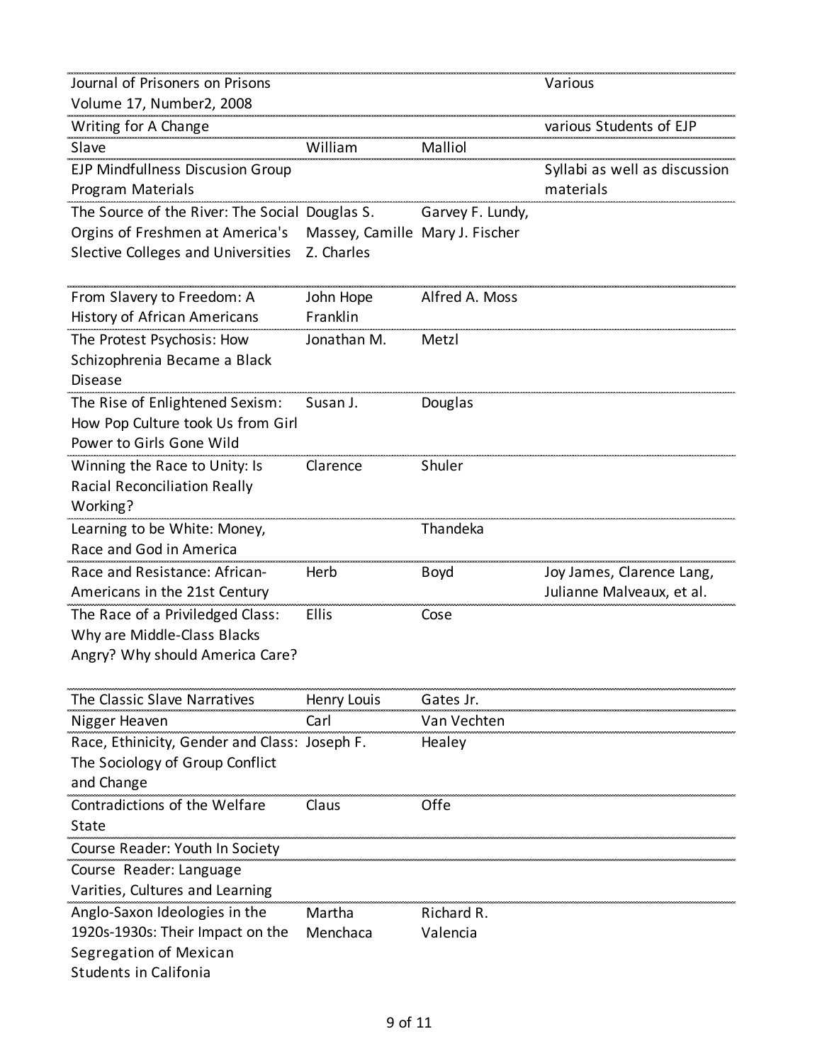| | | | |
|---|---|---|---|
| Journal of Prisoners on Prisons Volume 17, Number2, 2008 | | | Various |
| Writing for A Change | | | various Students of EJP |
| Slave | William | Malliol | |
| EJP Mindfullness Discusion Group Program Materials | | | Syllabi as well as discussion materials |
| The Source of the River: The Social Orgins of Freshmen at America's Slective Colleges and Universities | Douglas S. Massey, Camille Z. Charles | Garvey F. Lundy, Mary J. Fischer | |
| From Slavery to Freedom: A History of African Americans | John Hope Franklin | Alfred A. Moss | |
| The Protest Psychosis: How Schizophrenia Became a Black Disease | Jonathan M. | Metzl | |
| The Rise of Enlightened Sexism: How Pop Culture took Us from Girl Power to Girls Gone Wild | Susan J. | Douglas | |
| Winning the Race to Unity: Is Racial Reconciliation Really Working? | Clarence | Shuler | |
| Learning to be White: Money, Race and God in America | | Thandeka | |
| Race and Resistance: African-Americans in the 21st Century | Herb | Boyd | Joy James, Clarence Lang, Julianne Malveaux, et al. |
| The Race of a Priviledged Class: Why are Middle-Class Blacks Angry? Why should America Care? | Ellis | Cose | |
| The Classic Slave Narratives | Henry Louis | Gates Jr. | |
| Nigger Heaven | Carl | Van Vechten | |
| Race, Ethinicity, Gender and Class: The Sociology of Group Conflict and Change | Joseph F. | Healey | |
| Contradictions of the Welfare State | Claus | Offe | |
| Course Reader: Youth In Society | | | |
| Course Reader: Language Varities, Cultures and Learning | | | |
| Anglo-Saxon Ideologies in the 1920s-1930s: Their Impact on the Segregation of Mexican Students in Califonia | Martha Menchaca | Richard R. Valencia | |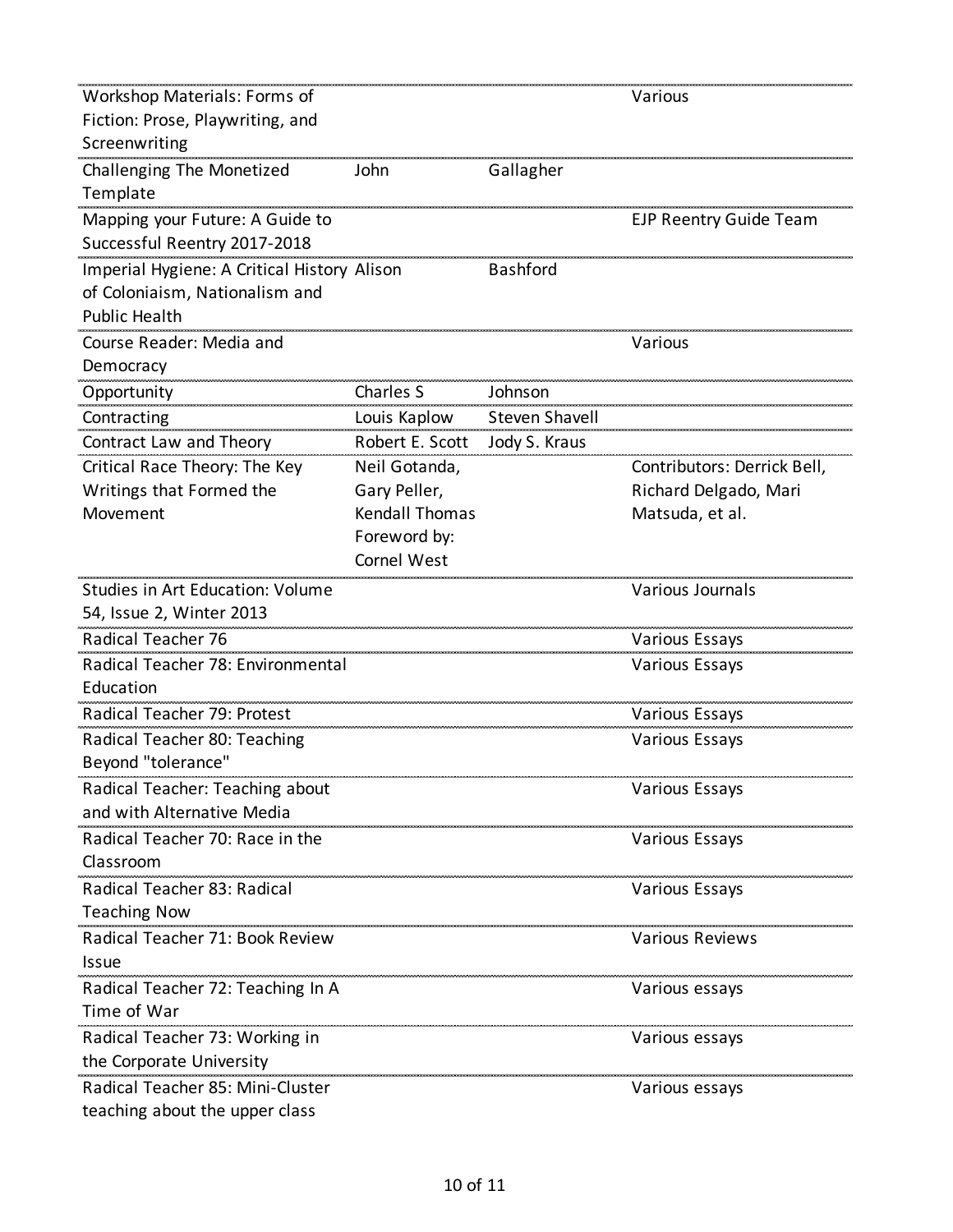| | | | |
|---|---|---|---|
| Workshop Materials: Forms of Fiction: Prose, Playwriting, and Screenwriting | | | Various |
| Challenging The Monetized Template | John | Gallagher | |
| Mapping your Future: A Guide to Successful Reentry 2017-2018 | | | EJP Reentry Guide Team |
| Imperial Hygiene: A Critical History of Coloniaism, Nationalism and Public Health | Alison | Bashford | |
| Course Reader: Media and Democracy | | | Various |
| Opportunity | Charles S | Johnson | |
| Contracting | Louis Kaplow | Steven Shavell | |
| Contract Law and Theory | Robert E. Scott | Jody S. Kraus | |
| Critical Race Theory: The Key Writings that Formed the Movement | Neil Gotanda, Gary Peller, Kendall Thomas Foreword by: Cornel West | | Contributors: Derrick Bell, Richard Delgado, Mari Matsuda, et al. |
| Studies in Art Education: Volume 54, Issue 2, Winter 2013 | | | Various Journals |
| Radical Teacher 76 | | | Various Essays |
| Radical Teacher 78: Environmental Education | | | Various Essays |
| Radical Teacher 79: Protest | | | Various Essays |
| Radical Teacher 80: Teaching Beyond "tolerance" | | | Various Essays |
| Radical Teacher: Teaching about and with Alternative Media | | | Various Essays |
| Radical Teacher 70: Race in the Classroom | | | Various Essays |
| Radical Teacher 83: Radical Teaching Now | | | Various Essays |
| Radical Teacher 71: Book Review Issue | | | Various Reviews |
| Radical Teacher 72: Teaching In A Time of War | | | Various essays |
| Radical Teacher 73: Working in the Corporate University | | | Various essays |
| Radical Teacher 85: Mini-Cluster teaching about the upper class | | | Various essays |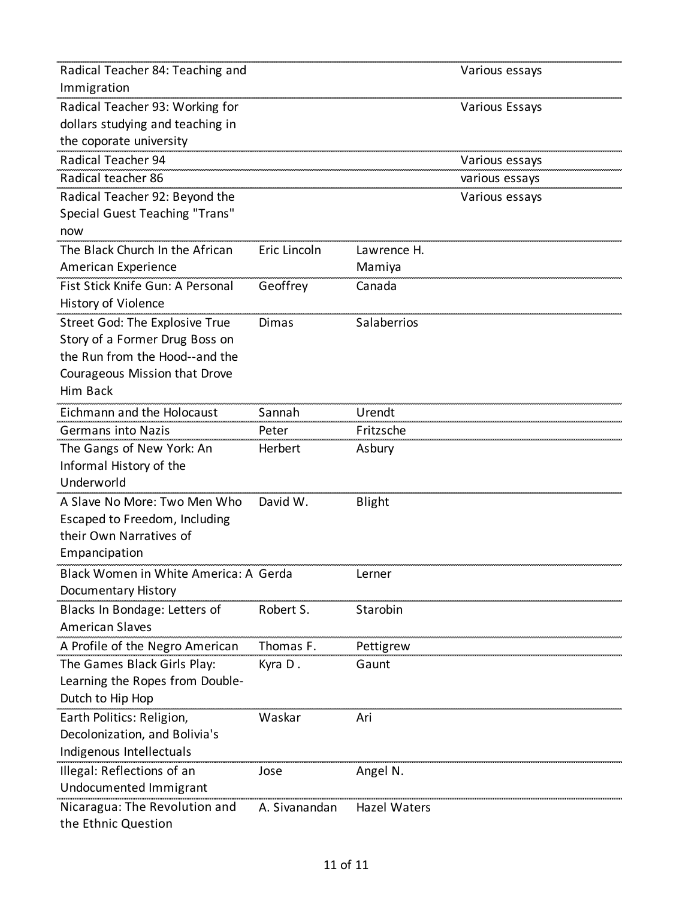| | | | |
|---|---|---|---|
| Radical Teacher 84: Teaching and Immigration | | | Various essays |
| Radical Teacher 93: Working for dollars studying and teaching in the coporate university | | | Various Essays |
| Radical Teacher 94 | | | Various essays |
| Radical teacher 86 | | | various essays |
| Radical Teacher 92: Beyond the Special Guest Teaching "Trans" now | | | Various essays |
| The Black Church In the African American Experience | Eric Lincoln | Lawrence H. Mamiya | |
| Fist Stick Knife Gun: A Personal History of Violence | Geoffrey | Canada | |
| Street God: The Explosive True Story of a Former Drug Boss on the Run from the Hood--and the Courageous Mission that Drove Him Back | Dimas | Salaberrios | |
| Eichmann and the Holocaust | Sannah | Urendt | |
| Germans into Nazis | Peter | Fritzsche | |
| The Gangs of New York: An Informal History of the Underworld | Herbert | Asbury | |
| A Slave No More: Two Men Who Escaped to Freedom, Including their Own Narratives of Empancipation | David W. | Blight | |
| Black Women in White America: A Documentary History | Gerda | Lerner | |
| Blacks In Bondage: Letters of American Slaves | Robert S. | Starobin | |
| A Profile of the Negro American | Thomas F. | Pettigrew | |
| The Games Black Girls Play: Learning the Ropes from Double-Dutch to Hip Hop | Kyra D . | Gaunt | |
| Earth Politics: Religion, Decolonization, and Bolivia's Indigenous Intellectuals | Waskar | Ari | |
| Illegal: Reflections of an Undocumented Immigrant | Jose | Angel N. | |
| Nicaragua: The Revolution and the Ethnic Question | A. Sivanandan | Hazel Waters | |